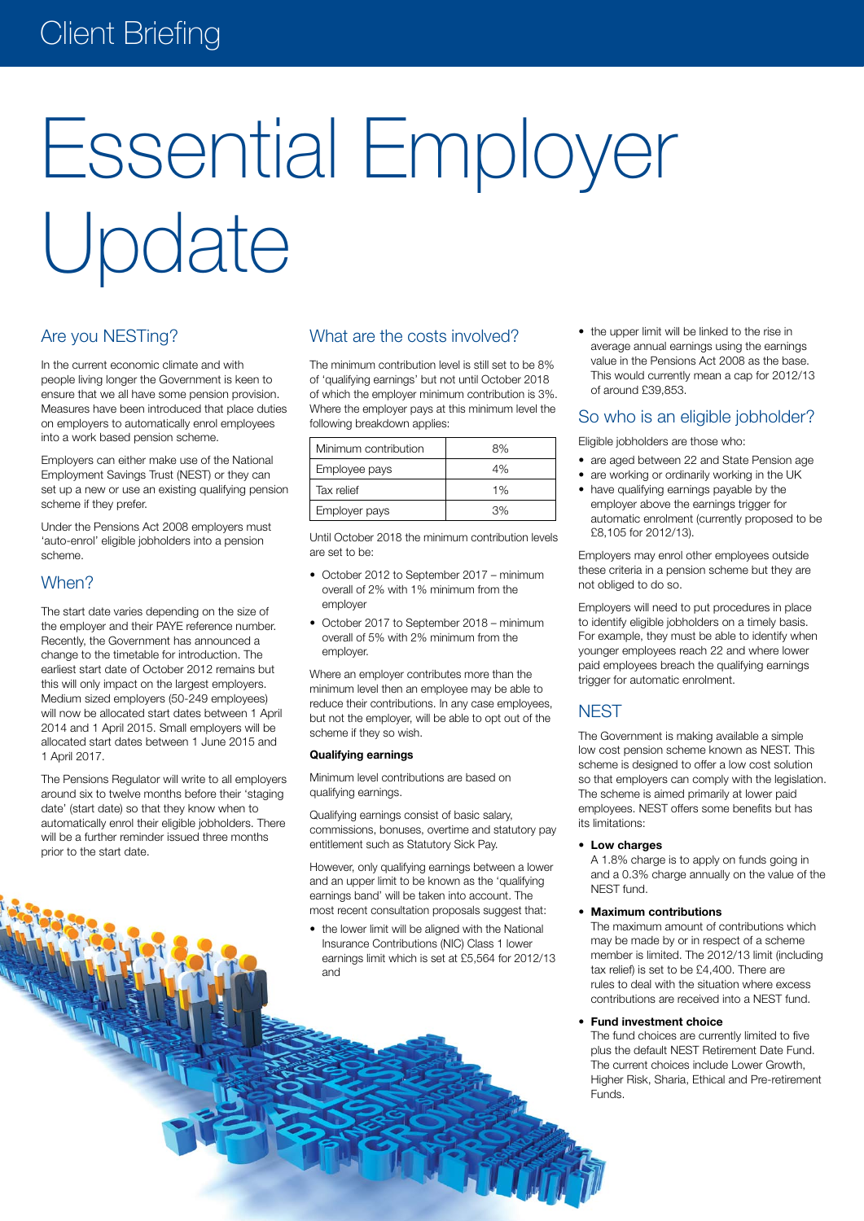Client Briefing

# Essential Employer Update

## Are you NESTing?

In the current economic climate and with people living longer the Government is keen to ensure that we all have some pension provision. Measures have been introduced that place duties on employers to automatically enrol employees into a work based pension scheme.

Employers can either make use of the National Employment Savings Trust (NEST) or they can set up a new or use an existing qualifying pension scheme if they prefer.

Under the Pensions Act 2008 employers must 'auto-enrol' eligible jobholders into a pension scheme.

## When?

The start date varies depending on the size of the employer and their PAYE reference number. Recently, the Government has announced a change to the timetable for introduction. The earliest start date of October 2012 remains but this will only impact on the largest employers. Medium sized employers (50-249 employees) will now be allocated start dates between 1 April 2014 and 1 April 2015. Small employers will be allocated start dates between 1 June 2015 and 1 April 2017.

The Pensions Regulator will write to all employers around six to twelve months before their 'staging date' (start date) so that they know when to automatically enrol their eligible jobholders. There will be a further reminder issued three months prior to the start date.

## What are the costs involved?

The minimum contribution level is still set to be 8% of 'qualifying earnings' but not until October 2018 of which the employer minimum contribution is 3%. Where the employer pays at this minimum level the following breakdown applies:

| Minimum contribution | 8% |
|---|---|
| Employee pays | 4% |
| Tax relief | 1% |
| Employer pays | 3% |

Until October 2018 the minimum contribution levels are set to be:

- October 2012 to September 2017 – minimum overall of 2% with 1% minimum from the employer
- October 2017 to September 2018 – minimum overall of 5% with 2% minimum from the employer.

Where an employer contributes more than the minimum level then an employee may be able to reduce their contributions. In any case employees, but not the employer, will be able to opt out of the scheme if they so wish.

**Qualifying earnings**

Minimum level contributions are based on qualifying earnings.

Qualifying earnings consist of basic salary, commissions, bonuses, overtime and statutory pay entitlement such as Statutory Sick Pay.

However, only qualifying earnings between a lower and an upper limit to be known as the 'qualifying earnings band' will be taken into account. The most recent consultation proposals suggest that:

- the lower limit will be aligned with the National Insurance Contributions (NIC) Class 1 lower earnings limit which is set at £5,564 for 2012/13 and
- the upper limit will be linked to the rise in average annual earnings using the earnings value in the Pensions Act 2008 as the base. This would currently mean a cap for 2012/13 of around £39,853.

## So who is an eligible jobholder?

Eligible jobholders are those who:

- are aged between 22 and State Pension age
- are working or ordinarily working in the UK
- have qualifying earnings payable by the employer above the earnings trigger for automatic enrolment (currently proposed to be £8,105 for 2012/13).

Employers may enrol other employees outside these criteria in a pension scheme but they are not obliged to do so.

Employers will need to put procedures in place to identify eligible jobholders on a timely basis. For example, they must be able to identify when younger employees reach 22 and where lower paid employees breach the qualifying earnings trigger for automatic enrolment.

## NEST

The Government is making available a simple low cost pension scheme known as NEST. This scheme is designed to offer a low cost solution so that employers can comply with the legislation. The scheme is aimed primarily at lower paid employees. NEST offers some benefits but has its limitations:

- **Low charges**
  A 1.8% charge is to apply on funds going in and a 0.3% charge annually on the value of the NEST fund.
- **Maximum contributions**
  The maximum amount of contributions which may be made by or in respect of a scheme member is limited. The 2012/13 limit (including tax relief) is set to be £4,400. There are rules to deal with the situation where excess contributions are received into a NEST fund.
- **Fund investment choice**
  The fund choices are currently limited to five plus the default NEST Retirement Date Fund. The current choices include Lower Growth, Higher Risk, Sharia, Ethical and Pre-retirement Funds.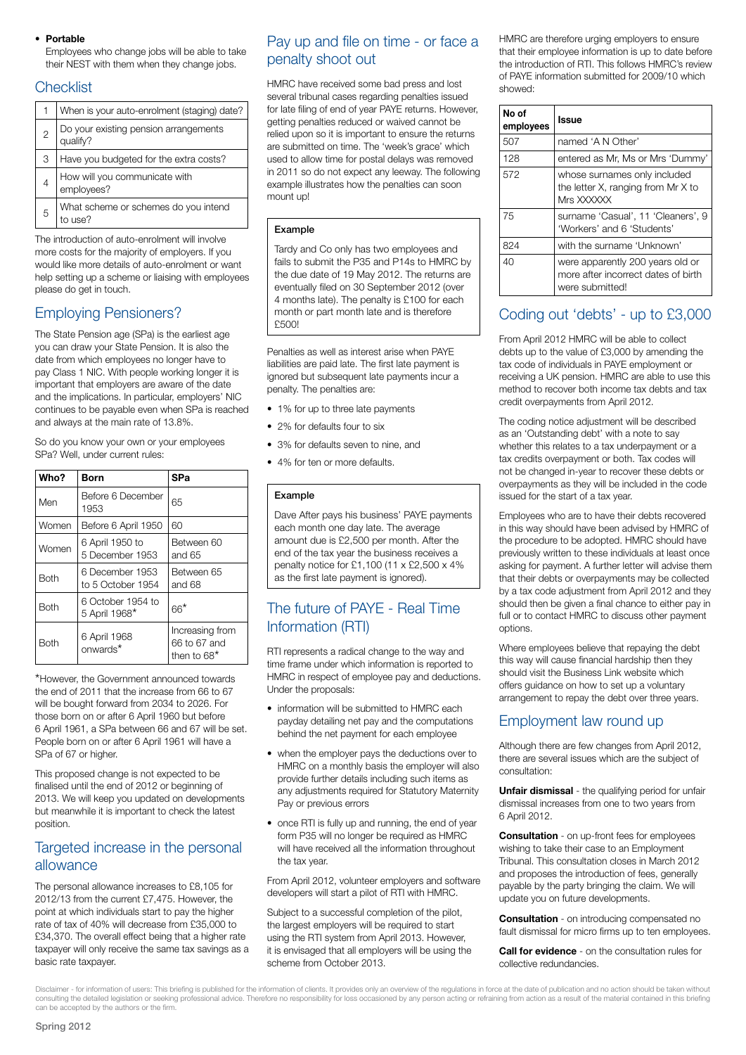- **Portable**
  Employees who change jobs will be able to take their NEST with them when they change jobs.

## Checklist

| | |
|---|---|
| 1 | When is your auto-enrolment (staging) date? |
| 2 | Do your existing pension arrangements qualify? |
| 3 | Have you budgeted for the extra costs? |
| 4 | How will you communicate with employees? |
| 5 | What scheme or schemes do you intend to use? |

The introduction of auto-enrolment will involve more costs for the majority of employers. If you would like more details of auto-enrolment or want help setting up a scheme or liaising with employees please do get in touch.

## Employing Pensioners?

The State Pension age (SPa) is the earliest age you can draw your State Pension. It is also the date from which employees no longer have to pay Class 1 NIC. With people working longer it is important that employers are aware of the date and the implications. In particular, employers' NIC continues to be payable even when SPa is reached and always at the main rate of 13.8%.

So do you know your own or your employees SPa? Well, under current rules:

| Who? | Born | SPa |
|---|---|---|
| Men | Before 6 December 1953 | 65 |
| Women | Before 6 April 1950 | 60 |
| Women | 6 April 1950 to 5 December 1953 | Between 60 and 65 |
| Both | 6 December 1953 to 5 October 1954 | Between 65 and 68 |
| Both | 6 October 1954 to 5 April 1968* | 66* |
| Both | 6 April 1968 onwards* | Increasing from 66 to 67 and then to 68* |

*However, the Government announced towards the end of 2011 that the increase from 66 to 67 will be bought forward from 2034 to 2026. For those born on or after 6 April 1960 but before 6 April 1961, a SPa between 66 and 67 will be set. People born on or after 6 April 1961 will have a SPa of 67 or higher.

This proposed change is not expected to be finalised until the end of 2012 or beginning of 2013. We will keep you updated on developments but meanwhile it is important to check the latest position.

## Targeted increase in the personal allowance

The personal allowance increases to £8,105 for 2012/13 from the current £7,475. However, the point at which individuals start to pay the higher rate of tax of 40% will decrease from £35,000 to £34,370. The overall effect being that a higher rate taxpayer will only receive the same tax savings as a basic rate taxpayer.

## Pay up and file on time - or face a penalty shoot out

HMRC have received some bad press and lost several tribunal cases regarding penalties issued for late filing of end of year PAYE returns. However, getting penalties reduced or waived cannot be relied upon so it is important to ensure the returns are submitted on time. The 'week's grace' which used to allow time for postal delays was removed in 2011 so do not expect any leeway. The following example illustrates how the penalties can soon mount up!

> **Example**
>
> Tardy and Co only has two employees and fails to submit the P35 and P14s to HMRC by the due date of 19 May 2012. The returns are eventually filed on 30 September 2012 (over 4 months late). The penalty is £100 for each month or part month late and is therefore £500!

Penalties as well as interest arise when PAYE liabilities are paid late. The first late payment is ignored but subsequent late payments incur a penalty. The penalties are:

- 1% for up to three late payments
- 2% for defaults four to six
- 3% for defaults seven to nine, and
- 4% for ten or more defaults.

> **Example**
>
> Dave After pays his business' PAYE payments each month one day late. The average amount due is £2,500 per month. After the end of the tax year the business receives a penalty notice for £1,100 (11 x £2,500 x 4% as the first late payment is ignored).

## The future of PAYE - Real Time Information (RTI)

RTI represents a radical change to the way and time frame under which information is reported to HMRC in respect of employee pay and deductions. Under the proposals:

- information will be submitted to HMRC each payday detailing net pay and the computations behind the net payment for each employee
- when the employer pays the deductions over to HMRC on a monthly basis the employer will also provide further details including such items as any adjustments required for Statutory Maternity Pay or previous errors
- once RTI is fully up and running, the end of year form P35 will no longer be required as HMRC will have received all the information throughout the tax year.

From April 2012, volunteer employers and software developers will start a pilot of RTI with HMRC.

Subject to a successful completion of the pilot, the largest employers will be required to start using the RTI system from April 2013. However, it is envisaged that all employers will be using the scheme from October 2013.

HMRC are therefore urging employers to ensure that their employee information is up to date before the introduction of RTI. This follows HMRC's review of PAYE information submitted for 2009/10 which showed:

| No of employees | Issue |
|---|---|
| 507 | named 'A N Other' |
| 128 | entered as Mr, Ms or Mrs 'Dummy' |
| 572 | whose surnames only included the letter X, ranging from Mr X to Mrs XXXXXX |
| 75 | surname 'Casual', 11 'Cleaners', 9 'Workers' and 6 'Students' |
| 824 | with the surname 'Unknown' |
| 40 | were apparently 200 years old or more after incorrect dates of birth were submitted! |

## Coding out 'debts' - up to £3,000

From April 2012 HMRC will be able to collect debts up to the value of £3,000 by amending the tax code of individuals in PAYE employment or receiving a UK pension. HMRC are able to use this method to recover both income tax debts and tax credit overpayments from April 2012.

The coding notice adjustment will be described as an 'Outstanding debt' with a note to say whether this relates to a tax underpayment or a tax credits overpayment or both. Tax codes will not be changed in-year to recover these debts or overpayments as they will be included in the code issued for the start of a tax year.

Employees who are to have their debts recovered in this way should have been advised by HMRC of the procedure to be adopted. HMRC should have previously written to these individuals at least once asking for payment. A further letter will advise them that their debts or overpayments may be collected by a tax code adjustment from April 2012 and they should then be given a final chance to either pay in full or to contact HMRC to discuss other payment options.

Where employees believe that repaying the debt this way will cause financial hardship then they should visit the Business Link website which offers guidance on how to set up a voluntary arrangement to repay the debt over three years.

## Employment law round up

Although there are few changes from April 2012, there are several issues which are the subject of consultation:

**Unfair dismissal** - the qualifying period for unfair dismissal increases from one to two years from 6 April 2012.

**Consultation** - on up-front fees for employees wishing to take their case to an Employment Tribunal. This consultation closes in March 2012 and proposes the introduction of fees, generally payable by the party bringing the claim. We will update you on future developments.

**Consultation** - on introducing compensated no fault dismissal for micro firms up to ten employees.

**Call for evidence** - on the consultation rules for collective redundancies.

Disclaimer - for information of users: This briefing is published for the information of clients. It provides only an overview of the regulations in force at the date of publication and no action should be taken without consulting the detailed legislation or seeking professional advice. Therefore no responsibility for loss occasioned by any person acting or refraining from action as a result of the material contained in this briefing can be accepted by the authors or the firm.

Spring 2012